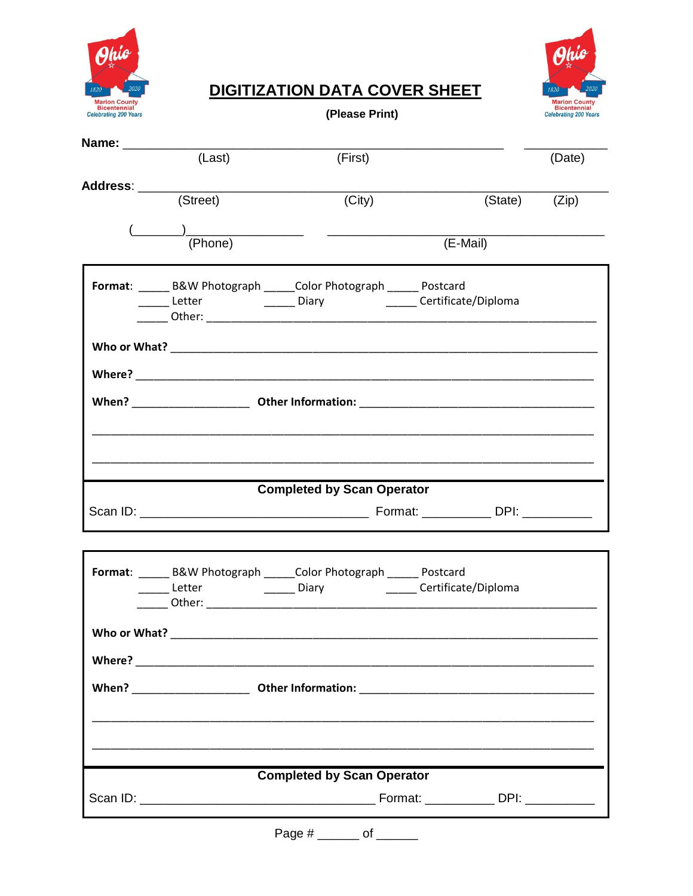# DIGITIZATION DATA COVER SHEET

**(Please Print)**

**Name:** ______________________________________________ ____________

(Last) (First) (Date)

**Address:** ______________________________________________________

(Street) (City) (State) (Zip)

(_______)_________________ ______________________________________

(Phone) (E-Mail)

---

**Format:** _____ B&W Photograph _____Color Photograph _____ Postcard
_____ Letter _____ Diary _____ Certificate/Diploma
_____ Other: ________________________________________________

**Who or What?** ____________________________________________________

**Where?** _________________________________________________________

**When?** __________________ **Other Information:** ___________________________

___________________________________________________________________

___________________________________________________________________

**Completed by Scan Operator**

Scan ID: ______________________________ Format: __________ DPI: __________

---

**Format:** _____ B&W Photograph _____Color Photograph _____ Postcard
_____ Letter _____ Diary _____ Certificate/Diploma
_____ Other: ________________________________________________

**Who or What?** ____________________________________________________

**Where?** _________________________________________________________

**When?** __________________ **Other Information:** ___________________________

___________________________________________________________________

___________________________________________________________________

**Completed by Scan Operator**

Scan ID: ______________________________ Format: __________ DPI: __________

---

Page # ______ of ______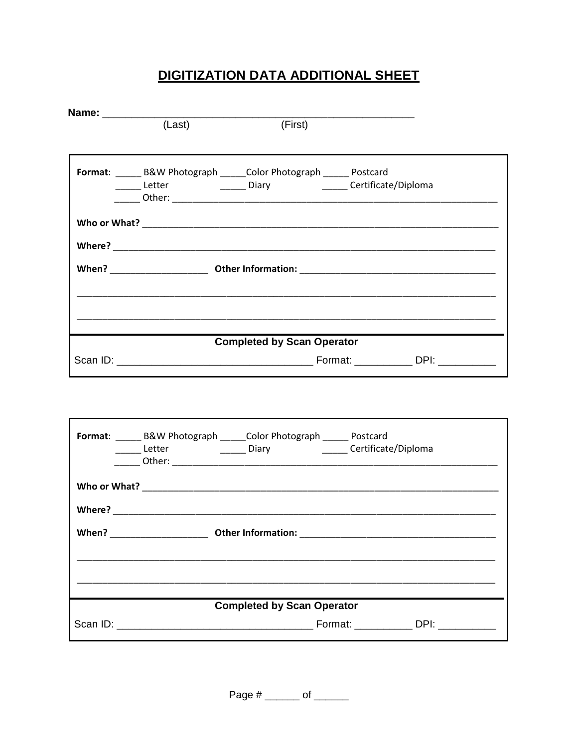# DIGITIZATION DATA ADDITIONAL SHEET

**Name:** ______________________________________________________
(Last) (First)

**Format**: _____ B&W Photograph _____Color Photograph _____ Postcard
_____ Letter _____ Diary _____ Certificate/Diploma
_____ Other: ____________________________________________________________________

**Who or What?** _______________________________________________________________________

**Where?** ____________________________________________________________________________

**When?** ___________________ **Other Information:** ______________________________________

_______________________________________________________________________________

_______________________________________________________________________________

**Completed by Scan Operator**

Scan ID: _________________________________ Format: __________ DPI: __________

**Format**: _____ B&W Photograph _____Color Photograph _____ Postcard
_____ Letter _____ Diary _____ Certificate/Diploma
_____ Other: ____________________________________________________________________

**Who or What?** _______________________________________________________________________

**Where?** ____________________________________________________________________________

**When?** ___________________ **Other Information:** ______________________________________

_______________________________________________________________________________

_______________________________________________________________________________

**Completed by Scan Operator**

Scan ID: _________________________________ Format: __________ DPI: __________

Page # ______ of ______